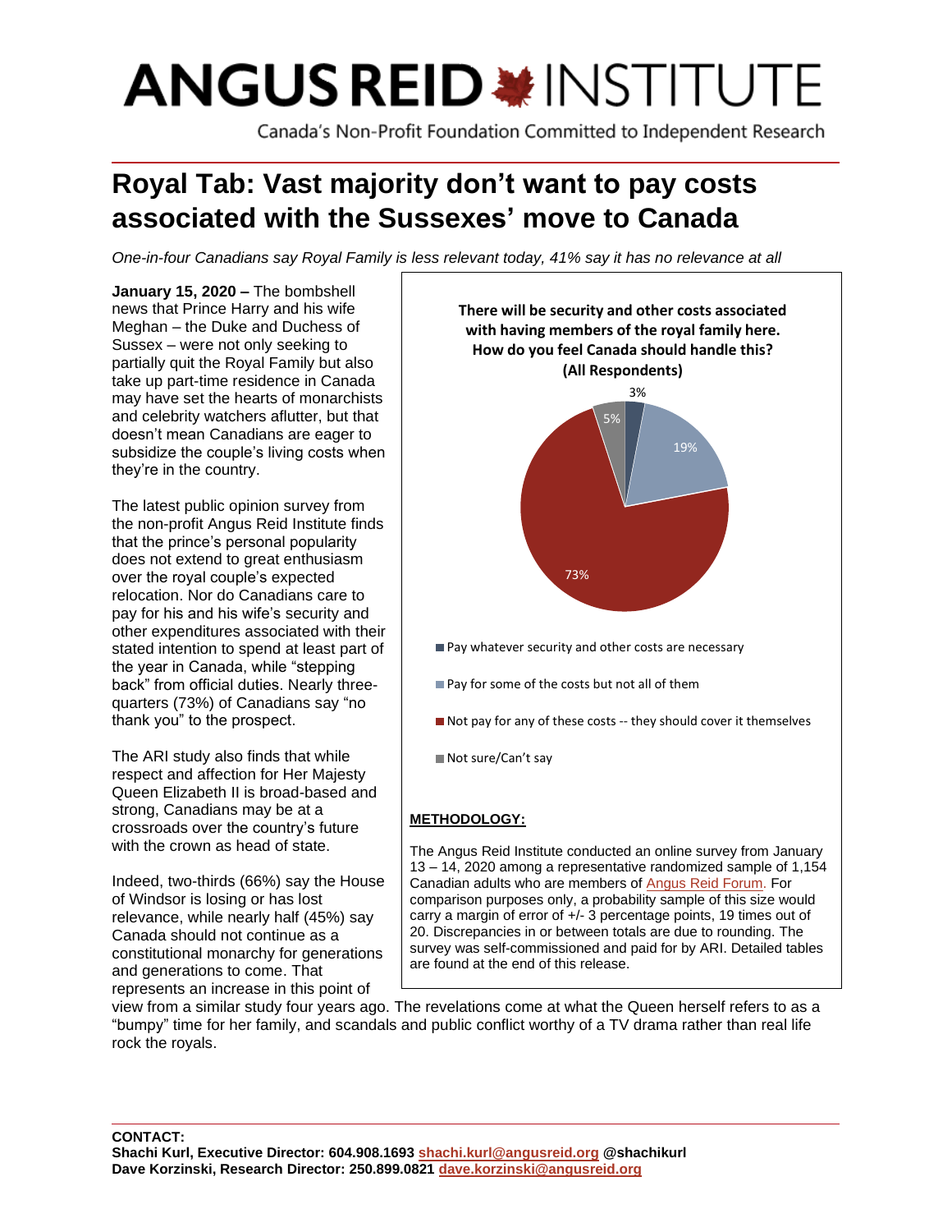# ANGUS REID INSTITUTE

Canada's Non-Profit Foundation Committed to Independent Research

## Royal Tab: Vast majority don't want to pay costs associated with the Sussexes' move to Canada

*One-in-four Canadians say Royal Family is less relevant today, 41% say it has no relevance at all*

**January 15, 2020 –** The bombshell news that Prince Harry and his wife Meghan – the Duke and Duchess of Sussex – were not only seeking to partially quit the Royal Family but also take up part-time residence in Canada may have set the hearts of monarchists and celebrity watchers aflutter, but that doesn't mean Canadians are eager to subsidize the couple's living costs when they're in the country.

The latest public opinion survey from the non-profit Angus Reid Institute finds that the prince's personal popularity does not extend to great enthusiasm over the royal couple's expected relocation. Nor do Canadians care to pay for his and his wife's security and other expenditures associated with their stated intention to spend at least part of the year in Canada, while "stepping back" from official duties. Nearly three-quarters (73%) of Canadians say "no thank you" to the prospect.

**There will be security and other costs associated with having members of the royal family here. How do you feel Canada should handle this? (All Respondents)**

| Response | % |
|---|---|
| Pay whatever security and other costs are necessary | 3% |
| Pay for some of the costs but not all of them | 19% |
| Not pay for any of these costs -- they should cover it themselves | 73% |
| Not sure/Can't say | 5% |

The ARI study also finds that while respect and affection for Her Majesty Queen Elizabeth II is broad-based and strong, Canadians may be at a crossroads over the country's future with the crown as head of state.

Indeed, two-thirds (66%) say the House of Windsor is losing or has lost relevance, while nearly half (45%) say Canada should not continue as a constitutional monarchy for generations and generations to come. That represents an increase in this point of view from a similar study four years ago. The revelations come at what the Queen herself refers to as a "bumpy" time for her family, and scandals and public conflict worthy of a TV drama rather than real life rock the royals.

**METHODOLOGY:**

The Angus Reid Institute conducted an online survey from January 13 – 14, 2020 among a representative randomized sample of 1,154 Canadian adults who are members of Angus Reid Forum. For comparison purposes only, a probability sample of this size would carry a margin of error of +/- 3 percentage points, 19 times out of 20. Discrepancies in or between totals are due to rounding. The survey was self-commissioned and paid for by ARI. Detailed tables are found at the end of this release.

**CONTACT:**
**Shachi Kurl, Executive Director: 604.908.1693 shachi.kurl@angusreid.org @shachikurl**
**Dave Korzinski, Research Director: 250.899.0821 dave.korzinski@angusreid.org**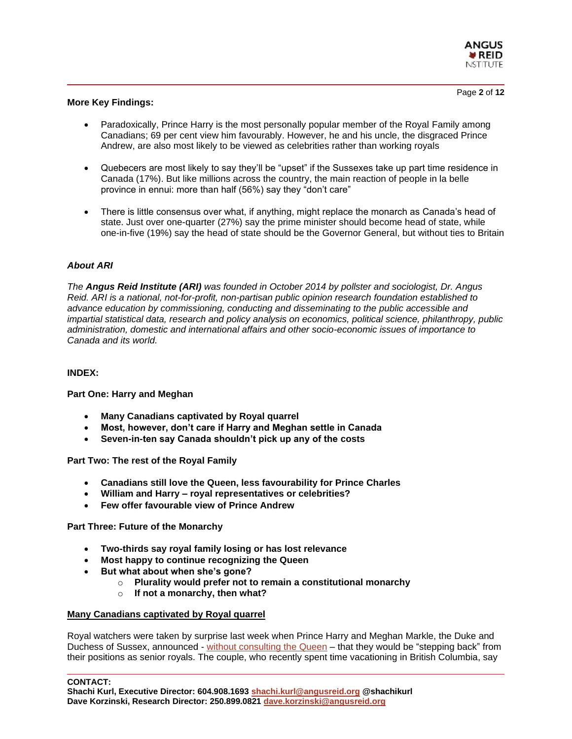**More Key Findings:**

- Paradoxically, Prince Harry is the most personally popular member of the Royal Family among Canadians; 69 per cent view him favourably. However, he and his uncle, the disgraced Prince Andrew, are also most likely to be viewed as celebrities rather than working royals
- Quebecers are most likely to say they'll be "upset" if the Sussexes take up part time residence in Canada (17%). But like millions across the country, the main reaction of people in la belle province in ennui: more than half (56%) say they "don't care"
- There is little consensus over what, if anything, might replace the monarch as Canada's head of state. Just over one-quarter (27%) say the prime minister should become head of state, while one-in-five (19%) say the head of state should be the Governor General, but without ties to Britain

***About ARI***

*The **Angus Reid Institute (ARI)** was founded in October 2014 by pollster and sociologist, Dr. Angus Reid. ARI is a national, not-for-profit, non-partisan public opinion research foundation established to advance education by commissioning, conducting and disseminating to the public accessible and impartial statistical data, research and policy analysis on economics, political science, philanthropy, public administration, domestic and international affairs and other socio-economic issues of importance to Canada and its world.*

**INDEX:**

**Part One: Harry and Meghan**

- **Many Canadians captivated by Royal quarrel**
- **Most, however, don't care if Harry and Meghan settle in Canada**
- **Seven-in-ten say Canada shouldn't pick up any of the costs**

**Part Two: The rest of the Royal Family**

- **Canadians still love the Queen, less favourability for Prince Charles**
- **William and Harry – royal representatives or celebrities?**
- **Few offer favourable view of Prince Andrew**

**Part Three: Future of the Monarchy**

- **Two-thirds say royal family losing or has lost relevance**
- **Most happy to continue recognizing the Queen**
- **But what about when she's gone?**
  - **Plurality would prefer not to remain a constitutional monarchy**
  - **If not a monarchy, then what?**

**Many Canadians captivated by Royal quarrel**

Royal watchers were taken by surprise last week when Prince Harry and Meghan Markle, the Duke and Duchess of Sussex, announced - without consulting the Queen – that they would be "stepping back" from their positions as senior royals. The couple, who recently spent time vacationing in British Columbia, say

**CONTACT:**
**Shachi Kurl, Executive Director: 604.908.1693 shachi.kurl@angusreid.org @shachikurl**
**Dave Korzinski, Research Director: 250.899.0821 dave.korzinski@angusreid.org**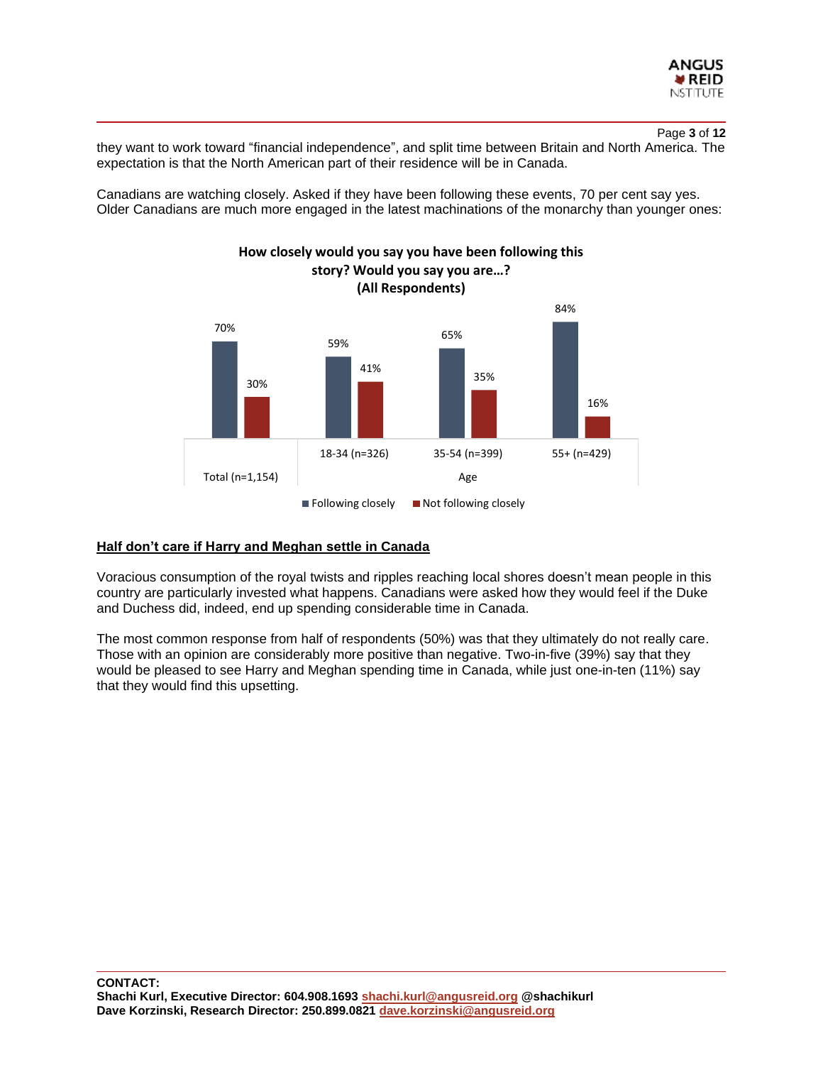they want to work toward "financial independence", and split time between Britain and North America. The expectation is that the North American part of their residence will be in Canada.

Canadians are watching closely. Asked if they have been following these events, 70 per cent say yes. Older Canadians are much more engaged in the latest machinations of the monarchy than younger ones:

**How closely would you say you have been following this story? Would you say you are…? (All Respondents)**

| | Total (n=1,154) | Age: 18-34 (n=326) | Age: 35-54 (n=399) | Age: 55+ (n=429) |
|---|---|---|---|---|
| Following closely | 70% | 59% | 65% | 84% |
| Not following closely | 30% | 41% | 35% | 16% |

## Half don't care if Harry and Meghan settle in Canada

Voracious consumption of the royal twists and ripples reaching local shores doesn't mean people in this country are particularly invested what happens. Canadians were asked how they would feel if the Duke and Duchess did, indeed, end up spending considerable time in Canada.

The most common response from half of respondents (50%) was that they ultimately do not really care. Those with an opinion are considerably more positive than negative. Two-in-five (39%) say that they would be pleased to see Harry and Meghan spending time in Canada, while just one-in-ten (11%) say that they would find this upsetting.

**CONTACT:**
**Shachi Kurl, Executive Director: 604.908.1693 shachi.kurl@angusreid.org @shachikurl**
**Dave Korzinski, Research Director: 250.899.0821 dave.korzinski@angusreid.org**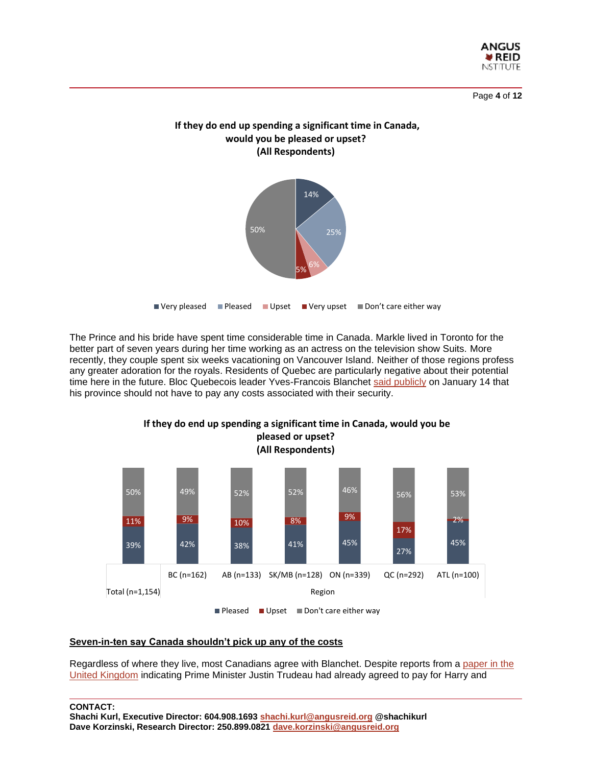**If they do end up spending a significant time in Canada, would you be pleased or upset? (All Respondents)**

| Response | % |
|---|---|
| Very pleased | 14% |
| Pleased | 25% |
| Upset | 6% |
| Very upset | 5% |
| Don't care either way | 50% |

The Prince and his bride have spent time considerable time in Canada. Markle lived in Toronto for the better part of seven years during her time working as an actress on the television show Suits. More recently, they couple spent six weeks vacationing on Vancouver Island. Neither of those regions profess any greater adoration for the royals. Residents of Quebec are particularly negative about their potential time here in the future. Bloc Quebecois leader Yves-Francois Blanchet said publicly on January 14 that his province should not have to pay any costs associated with their security.

**If they do end up spending a significant time in Canada, would you be pleased or upset? (All Respondents)**

| | Total (n=1,154) | BC (n=162) | AB (n=133) | SK/MB (n=128) | ON (n=339) | QC (n=292) | ATL (n=100) |
|---|---|---|---|---|---|---|---|
| Pleased | 39% | 42% | 38% | 41% | 45% | 27% | 45% |
| Upset | 11% | 9% | 10% | 8% | 9% | 17% | 2% |
| Don't care either way | 50% | 49% | 52% | 52% | 46% | 56% | 53% |

## Seven-in-ten say Canada shouldn't pick up any of the costs

Regardless of where they live, most Canadians agree with Blanchet. Despite reports from a paper in the United Kingdom indicating Prime Minister Justin Trudeau had already agreed to pay for Harry and

**CONTACT:**
**Shachi Kurl, Executive Director: 604.908.1693 shachi.kurl@angusreid.org @shachikurl**
**Dave Korzinski, Research Director: 250.899.0821 dave.korzinski@angusreid.org**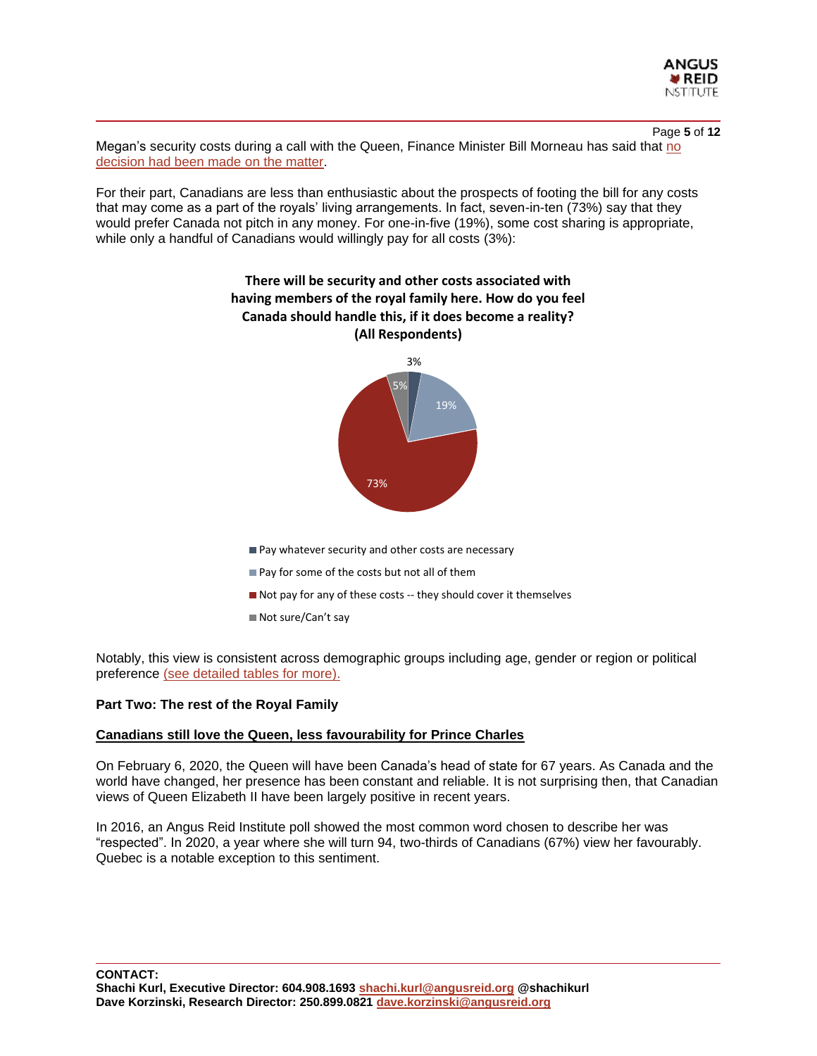Megan's security costs during a call with the Queen, Finance Minister Bill Morneau has said that no decision had been made on the matter.

For their part, Canadians are less than enthusiastic about the prospects of footing the bill for any costs that may come as a part of the royals' living arrangements. In fact, seven-in-ten (73%) say that they would prefer Canada not pitch in any money. For one-in-five (19%), some cost sharing is appropriate, while only a handful of Canadians would willingly pay for all costs (3%):

**There will be security and other costs associated with having members of the royal family here. How do you feel Canada should handle this, if it does become a reality? (All Respondents)**

| Response | % |
| --- | --- |
| Pay whatever security and other costs are necessary | 3% |
| Pay for some of the costs but not all of them | 19% |
| Not pay for any of these costs -- they should cover it themselves | 73% |
| Not sure/Can't say | 5% |

Notably, this view is consistent across demographic groups including age, gender or region or political preference (see detailed tables for more).

## Part Two: The rest of the Royal Family

### Canadians still love the Queen, less favourability for Prince Charles

On February 6, 2020, the Queen will have been Canada's head of state for 67 years. As Canada and the world have changed, her presence has been constant and reliable. It is not surprising then, that Canadian views of Queen Elizabeth II have been largely positive in recent years.

In 2016, an Angus Reid Institute poll showed the most common word chosen to describe her was "respected". In 2020, a year where she will turn 94, two-thirds of Canadians (67%) view her favourably. Quebec is a notable exception to this sentiment.

**CONTACT:**
**Shachi Kurl, Executive Director: 604.908.1693 shachi.kurl@angusreid.org @shachikurl**
**Dave Korzinski, Research Director: 250.899.0821 dave.korzinski@angusreid.org**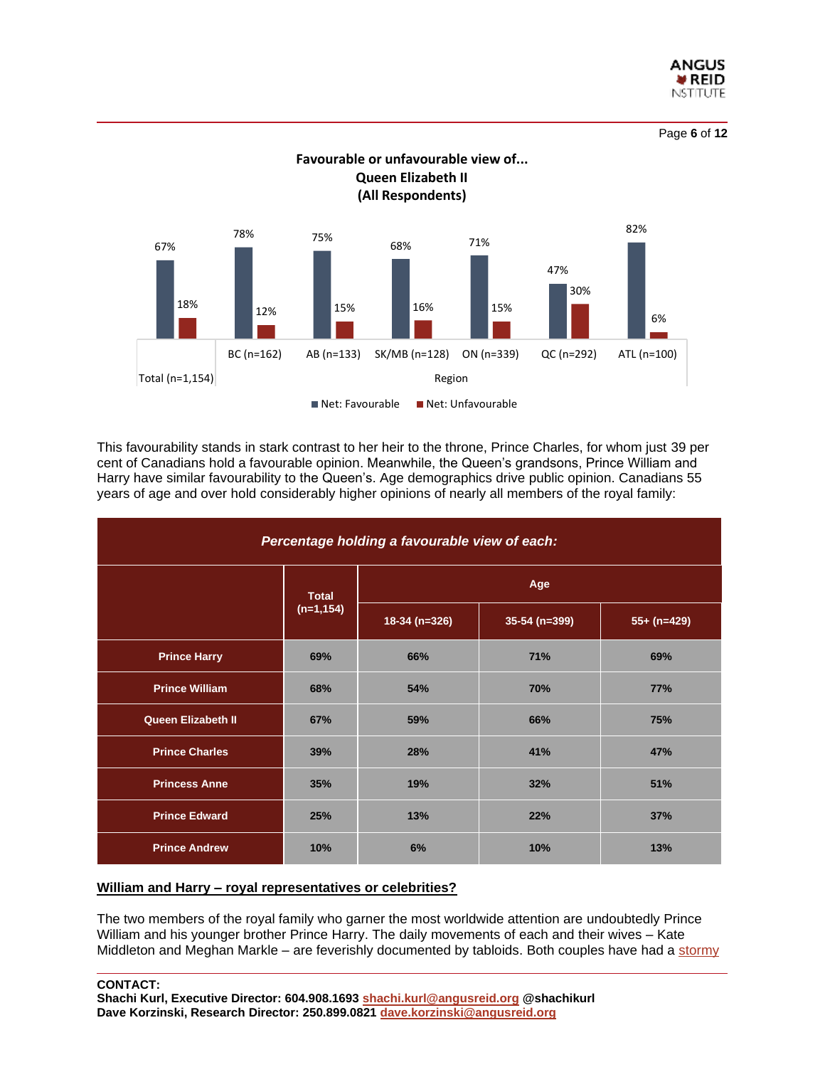**Favourable or unfavourable view of...**
**Queen Elizabeth II**
**(All Respondents)**

| | Total (n=1,154) | BC (n=162) | AB (n=133) | SK/MB (n=128) | ON (n=339) | QC (n=292) | ATL (n=100) |
|---|---|---|---|---|---|---|---|
| Net: Favourable | 67% | 78% | 75% | 68% | 71% | 47% | 82% |
| Net: Unfavourable | 18% | 12% | 15% | 16% | 15% | 30% | 6% |

This favourability stands in stark contrast to her heir to the throne, Prince Charles, for whom just 39 per cent of Canadians hold a favourable opinion. Meanwhile, the Queen's grandsons, Prince William and Harry have similar favourability to the Queen's. Age demographics drive public opinion. Canadians 55 years of age and over hold considerably higher opinions of nearly all members of the royal family:

***Percentage holding a favourable view of each:***

| | Total (n=1,154) | Age | | |
|---|---|---|---|---|
| | | 18-34 (n=326) | 35-54 (n=399) | 55+ (n=429) |
| Prince Harry | 69% | 66% | 71% | 69% |
| Prince William | 68% | 54% | 70% | 77% |
| Queen Elizabeth II | 67% | 59% | 66% | 75% |
| Prince Charles | 39% | 28% | 41% | 47% |
| Princess Anne | 35% | 19% | 32% | 51% |
| Prince Edward | 25% | 13% | 22% | 37% |
| Prince Andrew | 10% | 6% | 10% | 13% |

## William and Harry – royal representatives or celebrities?

The two members of the royal family who garner the most worldwide attention are undoubtedly Prince William and his younger brother Prince Harry. The daily movements of each and their wives – Kate Middleton and Meghan Markle – are feverishly documented by tabloids. Both couples have had a stormy

**CONTACT:**
**Shachi Kurl, Executive Director: 604.908.1693 shachi.kurl@angusreid.org @shachikurl**
**Dave Korzinski, Research Director: 250.899.0821 dave.korzinski@angusreid.org**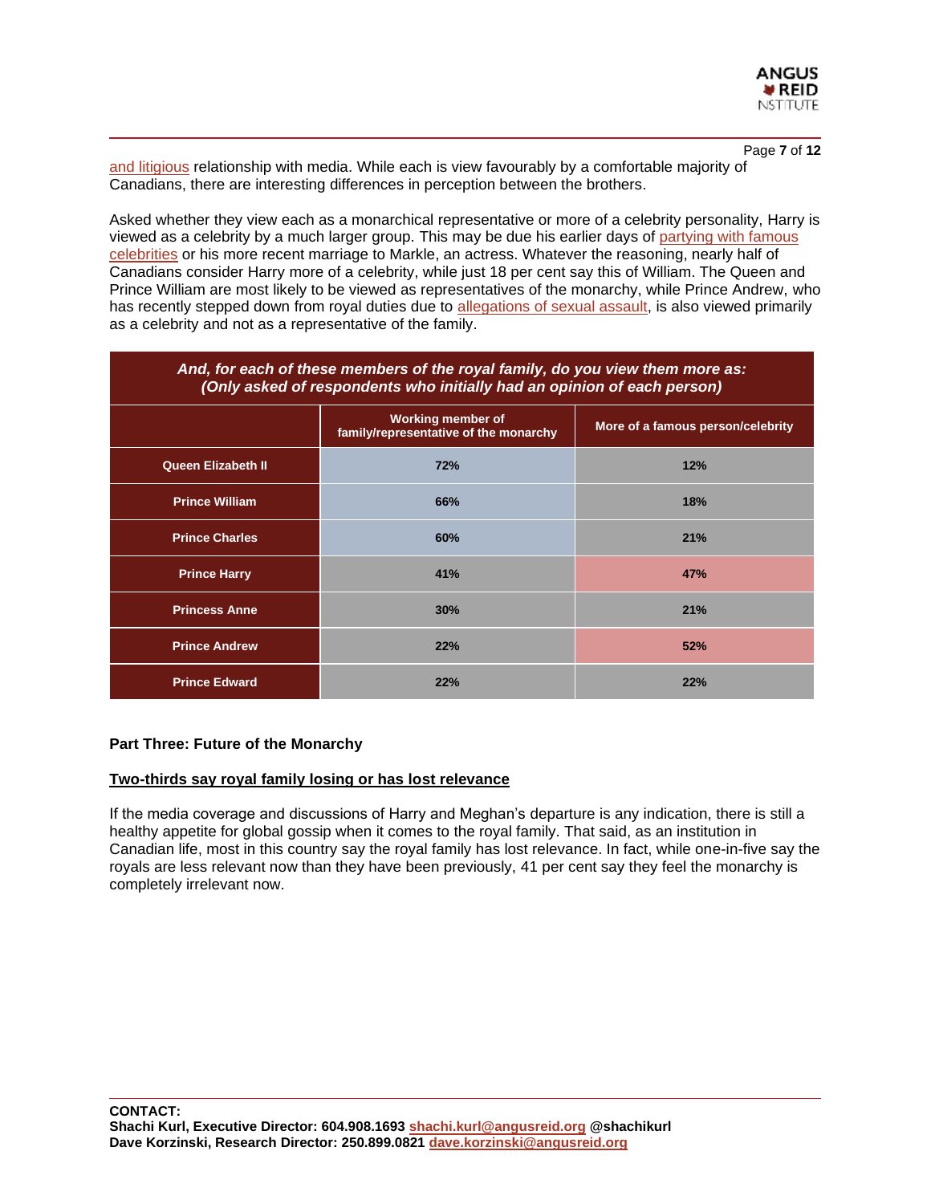and litigious relationship with media. While each is view favourably by a comfortable majority of Canadians, there are interesting differences in perception between the brothers.

Asked whether they view each as a monarchical representative or more of a celebrity personality, Harry is viewed as a celebrity by a much larger group. This may be due his earlier days of partying with famous celebrities or his more recent marriage to Markle, an actress. Whatever the reasoning, nearly half of Canadians consider Harry more of a celebrity, while just 18 per cent say this of William. The Queen and Prince William are most likely to be viewed as representatives of the monarchy, while Prince Andrew, who has recently stepped down from royal duties due to allegations of sexual assault, is also viewed primarily as a celebrity and not as a representative of the family.

***And, for each of these members of the royal family, do you view them more as: (Only asked of respondents who initially had an opinion of each person)***

| | Working member of family/representative of the monarchy | More of a famous person/celebrity |
|---|---|---|
| Queen Elizabeth II | 72% | 12% |
| Prince William | 66% | 18% |
| Prince Charles | 60% | 21% |
| Prince Harry | 41% | 47% |
| Princess Anne | 30% | 21% |
| Prince Andrew | 22% | 52% |
| Prince Edward | 22% | 22% |

**Part Three: Future of the Monarchy**

**Two-thirds say royal family losing or has lost relevance**

If the media coverage and discussions of Harry and Meghan's departure is any indication, there is still a healthy appetite for global gossip when it comes to the royal family. That said, as an institution in Canadian life, most in this country say the royal family has lost relevance. In fact, while one-in-five say the royals are less relevant now than they have been previously, 41 per cent say they feel the monarchy is completely irrelevant now.

**CONTACT:**
**Shachi Kurl, Executive Director: 604.908.1693 shachi.kurl@angusreid.org @shachikurl**
**Dave Korzinski, Research Director: 250.899.0821 dave.korzinski@angusreid.org**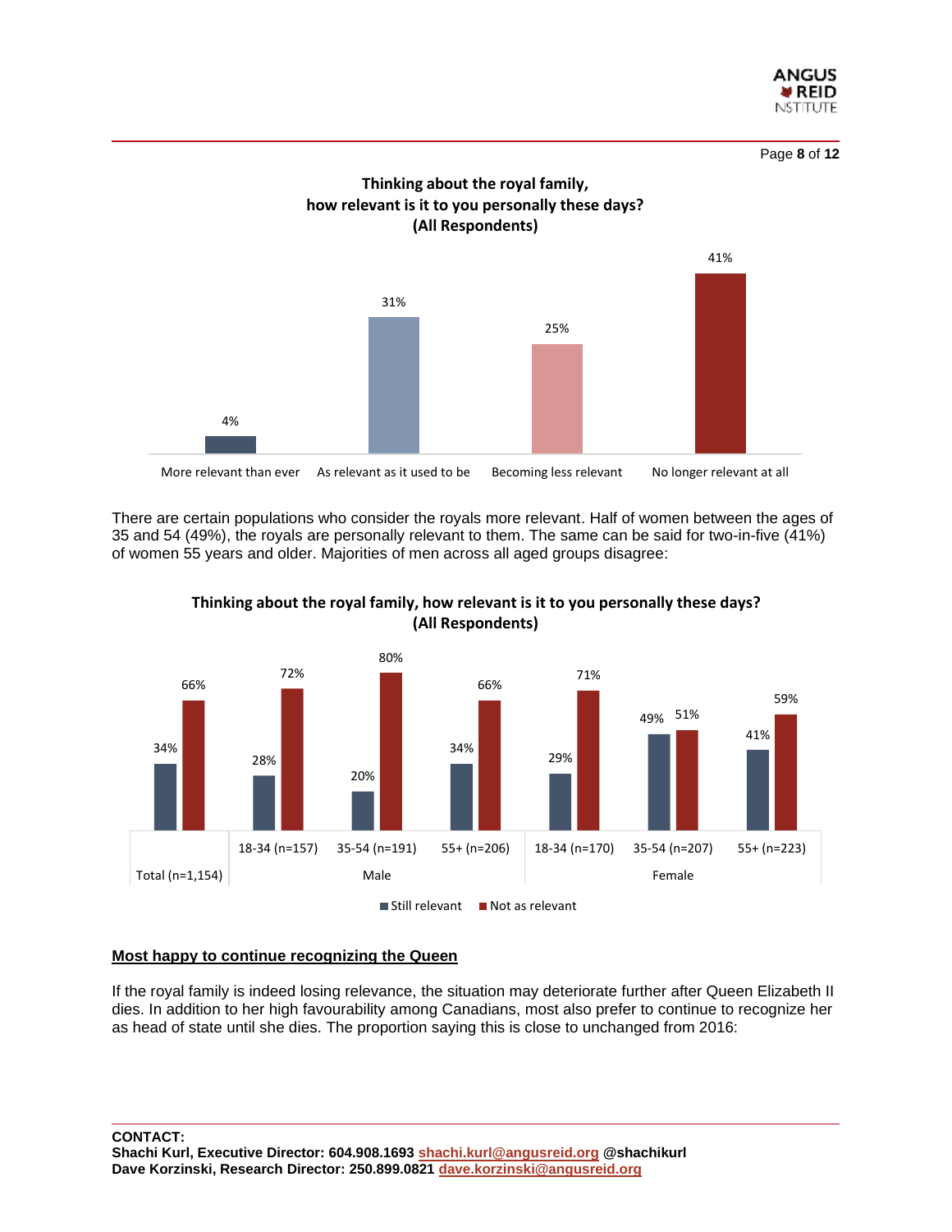**Thinking about the royal family, how relevant is it to you personally these days? (All Respondents)**

| More relevant than ever | As relevant as it used to be | Becoming less relevant | No longer relevant at all |
|---|---|---|---|
| 4% | 31% | 25% | 41% |

There are certain populations who consider the royals more relevant. Half of women between the ages of 35 and 54 (49%), the royals are personally relevant to them. The same can be said for two-in-five (41%) of women 55 years and older. Majorities of men across all aged groups disagree:

**Thinking about the royal family, how relevant is it to you personally these days? (All Respondents)**

| | Total (n=1,154) | Male 18-34 (n=157) | Male 35-54 (n=191) | Male 55+ (n=206) | Female 18-34 (n=170) | Female 35-54 (n=207) | Female 55+ (n=223) |
|---|---|---|---|---|---|---|---|
| Still relevant | 34% | 28% | 20% | 34% | 29% | 49% | 41% |
| Not as relevant | 66% | 72% | 80% | 66% | 71% | 51% | 59% |

## Most happy to continue recognizing the Queen

If the royal family is indeed losing relevance, the situation may deteriorate further after Queen Elizabeth II dies. In addition to her high favourability among Canadians, most also prefer to continue to recognize her as head of state until she dies. The proportion saying this is close to unchanged from 2016:

**CONTACT:**
**Shachi Kurl, Executive Director: 604.908.1693 shachi.kurl@angusreid.org @shachikurl**
**Dave Korzinski, Research Director: 250.899.0821 dave.korzinski@angusreid.org**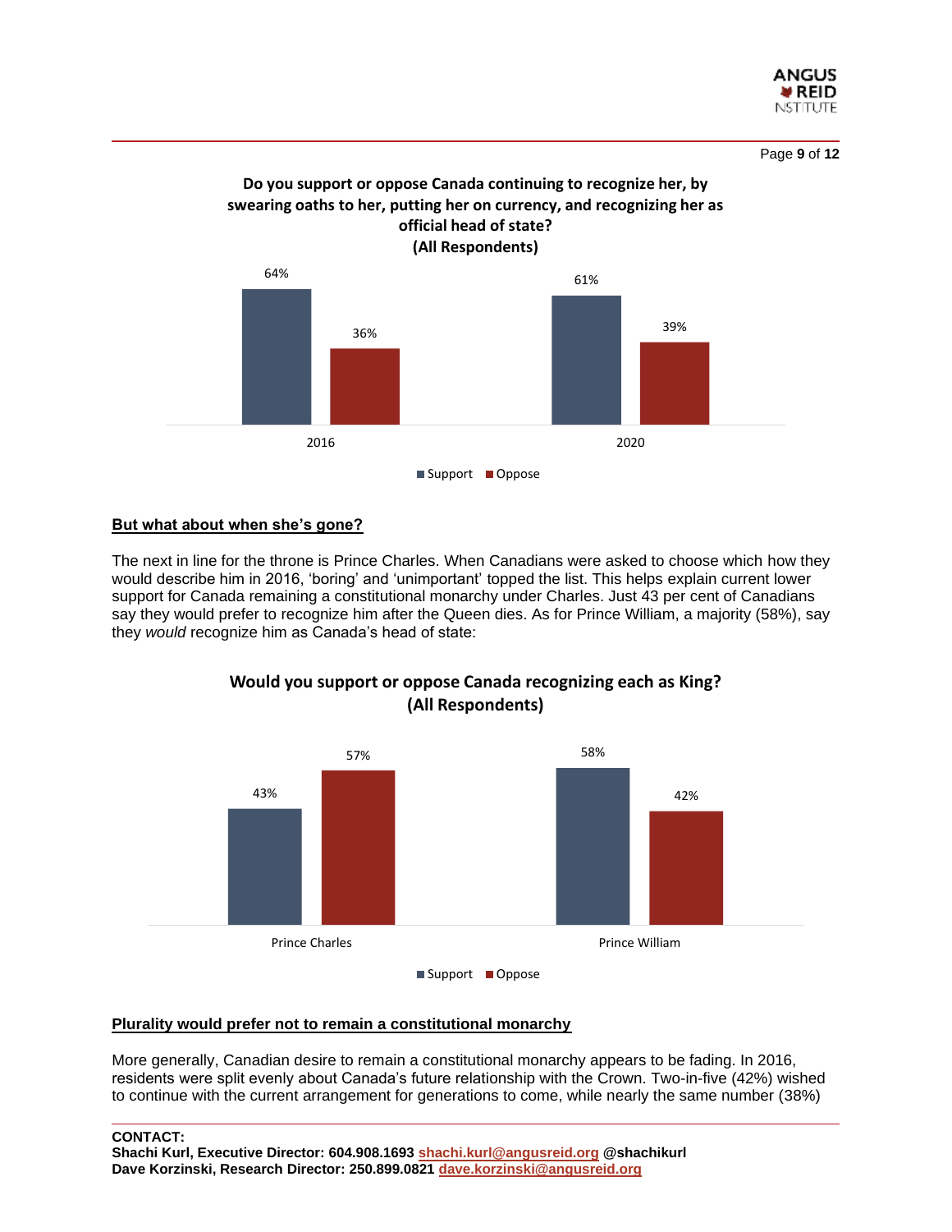**Do you support or oppose Canada continuing to recognize her, by swearing oaths to her, putting her on currency, and recognizing her as official head of state? (All Respondents)**

| | Support | Oppose |
|---|---|---|
| 2016 | 64% | 36% |
| 2020 | 61% | 39% |

## But what about when she's gone?

The next in line for the throne is Prince Charles. When Canadians were asked to choose which how they would describe him in 2016, 'boring' and 'unimportant' topped the list. This helps explain current lower support for Canada remaining a constitutional monarchy under Charles. Just 43 per cent of Canadians say they would prefer to recognize him after the Queen dies. As for Prince William, a majority (58%), say they *would* recognize him as Canada's head of state:

**Would you support or oppose Canada recognizing each as King? (All Respondents)**

| | Support | Oppose |
|---|---|---|
| Prince Charles | 43% | 57% |
| Prince William | 58% | 42% |

## Plurality would prefer not to remain a constitutional monarchy

More generally, Canadian desire to remain a constitutional monarchy appears to be fading. In 2016, residents were split evenly about Canada's future relationship with the Crown. Two-in-five (42%) wished to continue with the current arrangement for generations to come, while nearly the same number (38%)

**CONTACT:**
**Shachi Kurl, Executive Director: 604.908.1693 shachi.kurl@angusreid.org @shachikurl**
**Dave Korzinski, Research Director: 250.899.0821 dave.korzinski@angusreid.org**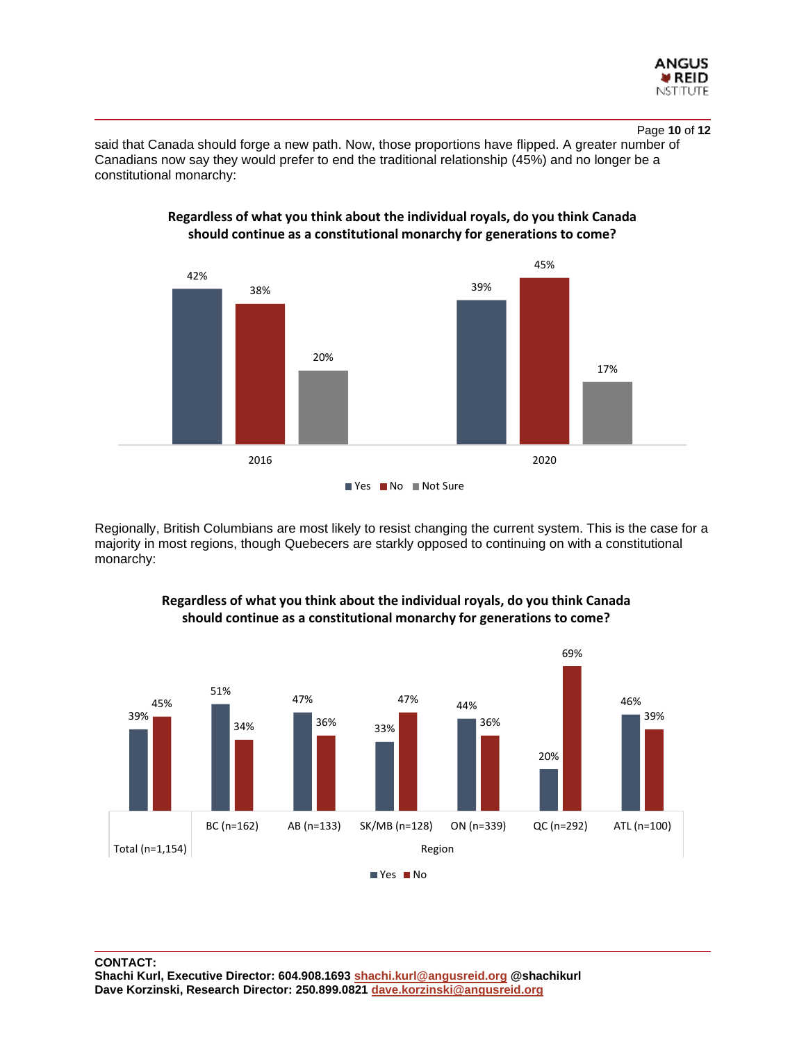said that Canada should forge a new path. Now, those proportions have flipped. A greater number of Canadians now say they would prefer to end the traditional relationship (45%) and no longer be a constitutional monarchy:

**Regardless of what you think about the individual royals, do you think Canada should continue as a constitutional monarchy for generations to come?**

| | Yes | No | Not Sure |
|---|---|---|---|
| 2016 | 42% | 38% | 20% |
| 2020 | 39% | 45% | 17% |

Regionally, British Columbians are most likely to resist changing the current system. This is the case for a majority in most regions, though Quebecers are starkly opposed to continuing on with a constitutional monarchy:

**Regardless of what you think about the individual royals, do you think Canada should continue as a constitutional monarchy for generations to come?**

| | Total (n=1,154) | BC (n=162) | AB (n=133) | SK/MB (n=128) | ON (n=339) | QC (n=292) | ATL (n=100) |
|---|---|---|---|---|---|---|---|
| Yes | 39% | 51% | 47% | 33% | 44% | 20% | 46% |
| No | 45% | 34% | 36% | 47% | 36% | 69% | 39% |

**CONTACT:**
**Shachi Kurl, Executive Director: 604.908.1693 shachi.kurl@angusreid.org @shachikurl**
**Dave Korzinski, Research Director: 250.899.0821 dave.korzinski@angusreid.org**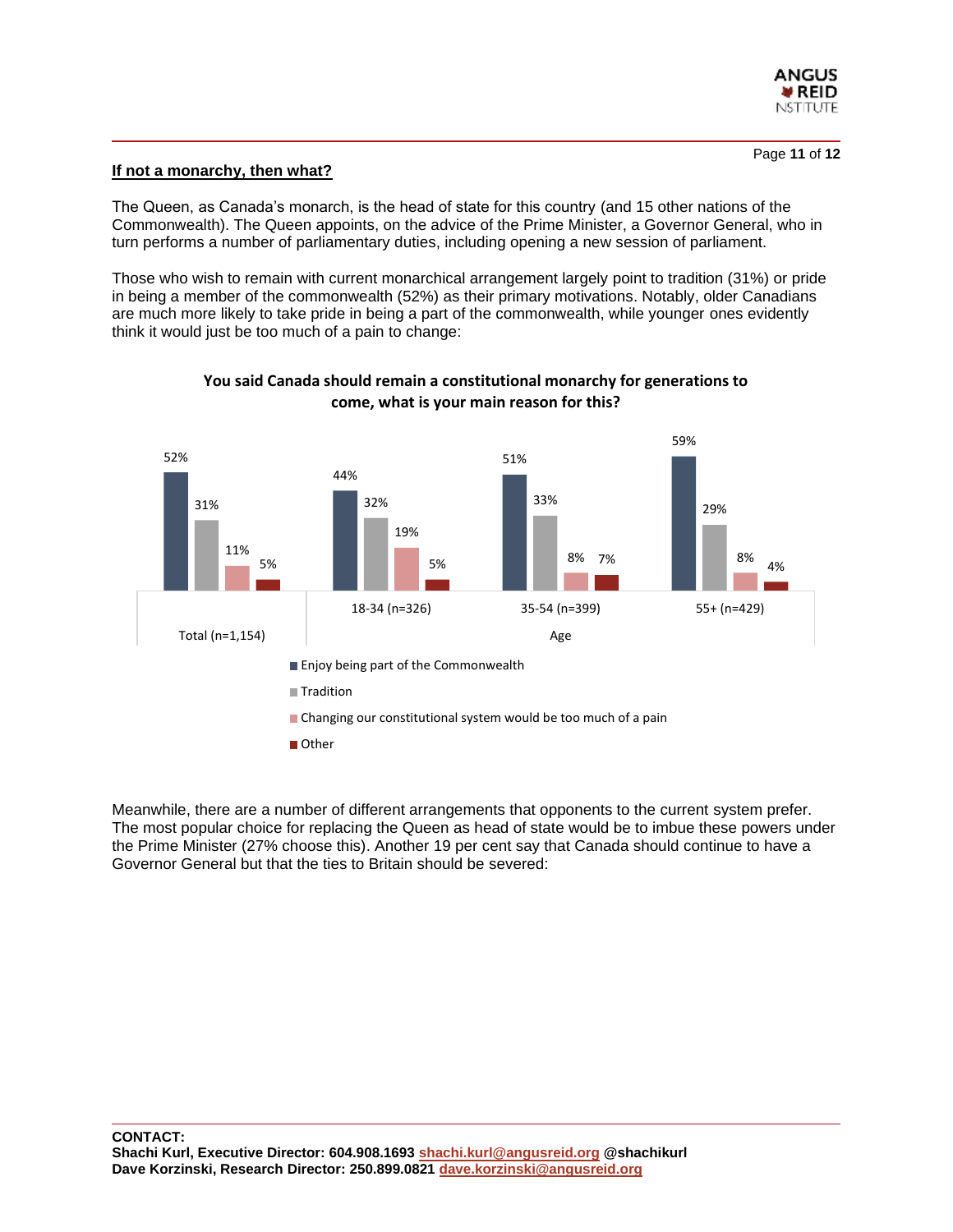## If not a monarchy, then what?

The Queen, as Canada's monarch, is the head of state for this country (and 15 other nations of the Commonwealth). The Queen appoints, on the advice of the Prime Minister, a Governor General, who in turn performs a number of parliamentary duties, including opening a new session of parliament.

Those who wish to remain with current monarchical arrangement largely point to tradition (31%) or pride in being a member of the commonwealth (52%) as their primary motivations. Notably, older Canadians are much more likely to take pride in being a part of the commonwealth, while younger ones evidently think it would just be too much of a pain to change:

**You said Canada should remain a constitutional monarchy for generations to come, what is your main reason for this?**

| | Total (n=1,154) | Age: 18-34 (n=326) | Age: 35-54 (n=399) | Age: 55+ (n=429) |
|---|---|---|---|---|
| Enjoy being part of the Commonwealth | 52% | 44% | 51% | 59% |
| Tradition | 31% | 32% | 33% | 29% |
| Changing our constitutional system would be too much of a pain | 11% | 19% | 8% | 8% |
| Other | 5% | 5% | 7% | 4% |

Meanwhile, there are a number of different arrangements that opponents to the current system prefer. The most popular choice for replacing the Queen as head of state would be to imbue these powers under the Prime Minister (27% choose this). Another 19 per cent say that Canada should continue to have a Governor General but that the ties to Britain should be severed:

**CONTACT:**
**Shachi Kurl, Executive Director: 604.908.1693 shachi.kurl@angusreid.org @shachikurl**
**Dave Korzinski, Research Director: 250.899.0821 dave.korzinski@angusreid.org**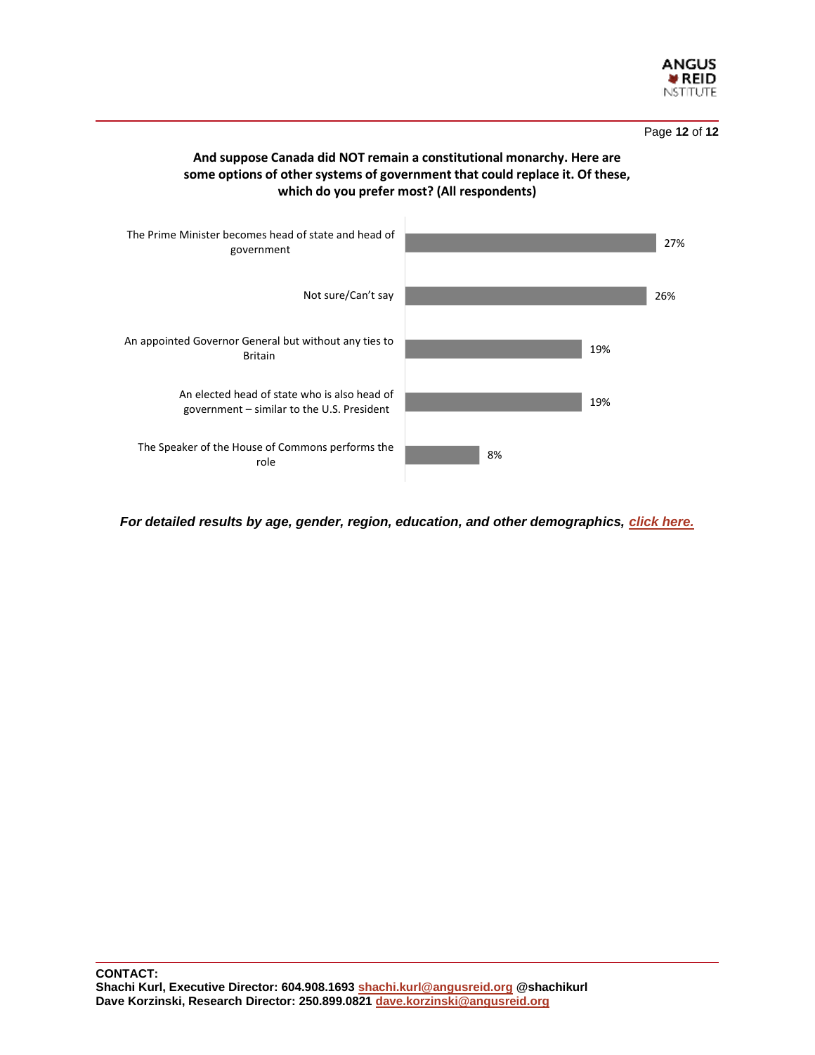**And suppose Canada did NOT remain a constitutional monarchy. Here are some options of other systems of government that could replace it. Of these, which do you prefer most? (All respondents)**

The Prime Minister becomes head of state and head of government 27%

Not sure/Can't say 26%

An appointed Governor General but without any ties to Britain 19%

An elected head of state who is also head of government – similar to the U.S. President 19%

The Speaker of the House of Commons performs the role 8%

***For detailed results by age, gender, region, education, and other demographics, click here.***

**CONTACT:**
**Shachi Kurl, Executive Director: 604.908.1693 shachi.kurl@angusreid.org @shachikurl**
**Dave Korzinski, Research Director: 250.899.0821 dave.korzinski@angusreid.org**